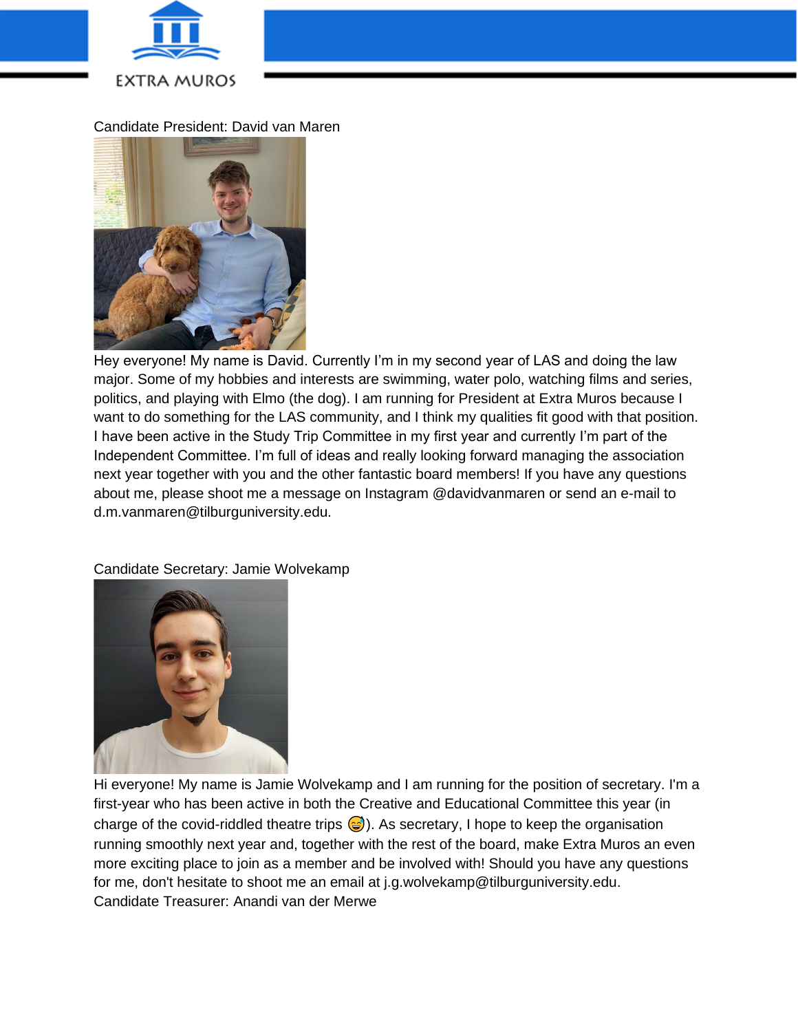EXTRA MUROS

Candidate President: David van Maren

Hey everyone! My name is David. Currently I'm in my second year of LAS and doing the law major. Some of my hobbies and interests are swimming, water polo, watching films and series, politics, and playing with Elmo (the dog). I am running for President at Extra Muros because I want to do something for the LAS community, and I think my qualities fit good with that position. I have been active in the Study Trip Committee in my first year and currently I'm part of the Independent Committee. I'm full of ideas and really looking forward managing the association next year together with you and the other fantastic board members! If you have any questions about me, please shoot me a message on Instagram @davidvanmaren or send an e-mail to d.m.vanmaren@tilburguniversity.edu.

Candidate Secretary: Jamie Wolvekamp

Hi everyone! My name is Jamie Wolvekamp and I am running for the position of secretary. I'm a first-year who has been active in both the Creative and Educational Committee this year (in charge of the covid-riddled theatre trips 😅). As secretary, I hope to keep the organisation running smoothly next year and, together with the rest of the board, make Extra Muros an even more exciting place to join as a member and be involved with! Should you have any questions for me, don't hesitate to shoot me an email at j.g.wolvekamp@tilburguniversity.edu.

Candidate Treasurer: Anandi van der Merwe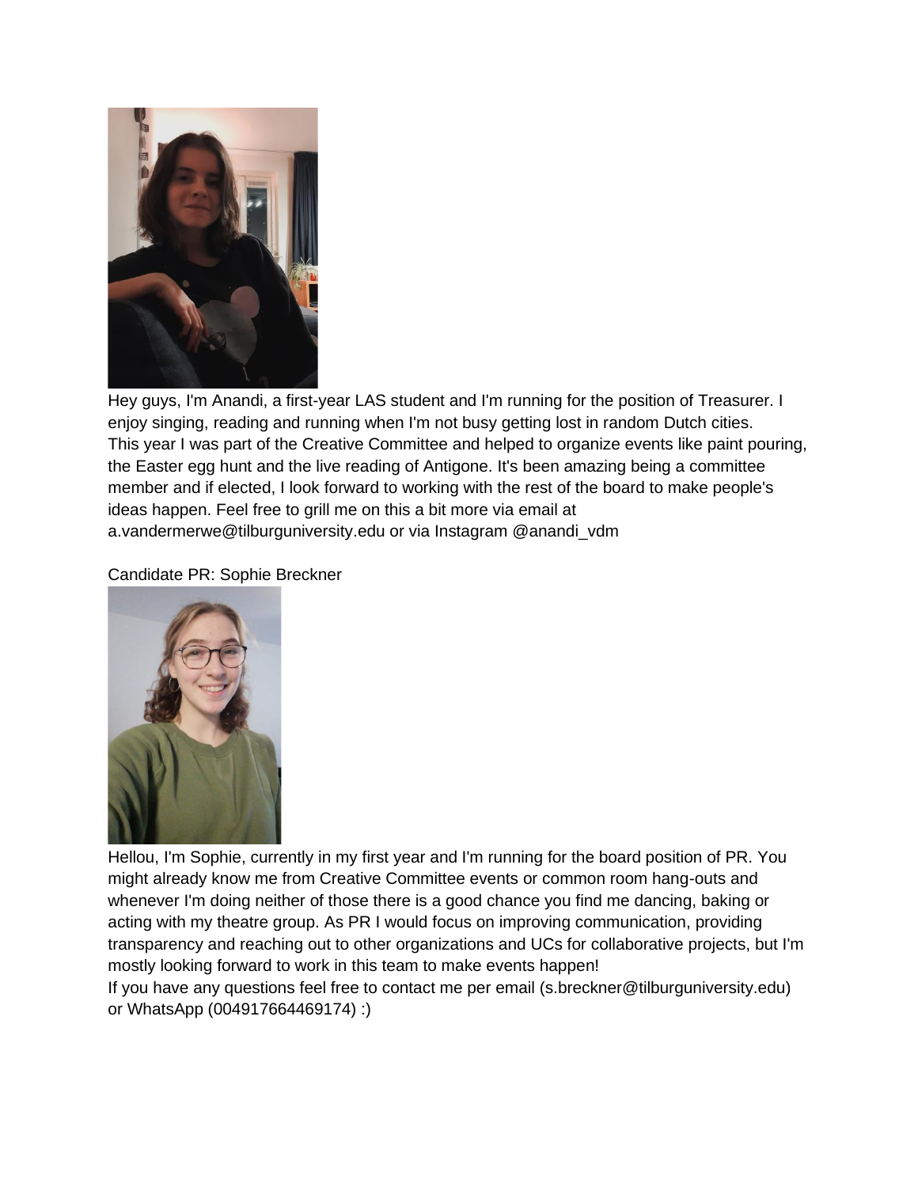Hey guys, I'm Anandi, a first-year LAS student and I'm running for the position of Treasurer. I enjoy singing, reading and running when I'm not busy getting lost in random Dutch cities. This year I was part of the Creative Committee and helped to organize events like paint pouring, the Easter egg hunt and the live reading of Antigone. It's been amazing being a committee member and if elected, I look forward to working with the rest of the board to make people's ideas happen. Feel free to grill me on this a bit more via email at a.vandermerwe@tilburguniversity.edu or via Instagram @anandi_vdm

Candidate PR: Sophie Breckner

Hellou, I'm Sophie, currently in my first year and I'm running for the board position of PR. You might already know me from Creative Committee events or common room hang-outs and whenever I'm doing neither of those there is a good chance you find me dancing, baking or acting with my theatre group. As PR I would focus on improving communication, providing transparency and reaching out to other organizations and UCs for collaborative projects, but I'm mostly looking forward to work in this team to make events happen!
If you have any questions feel free to contact me per email (s.breckner@tilburguniversity.edu) or WhatsApp (004917664469174) :)